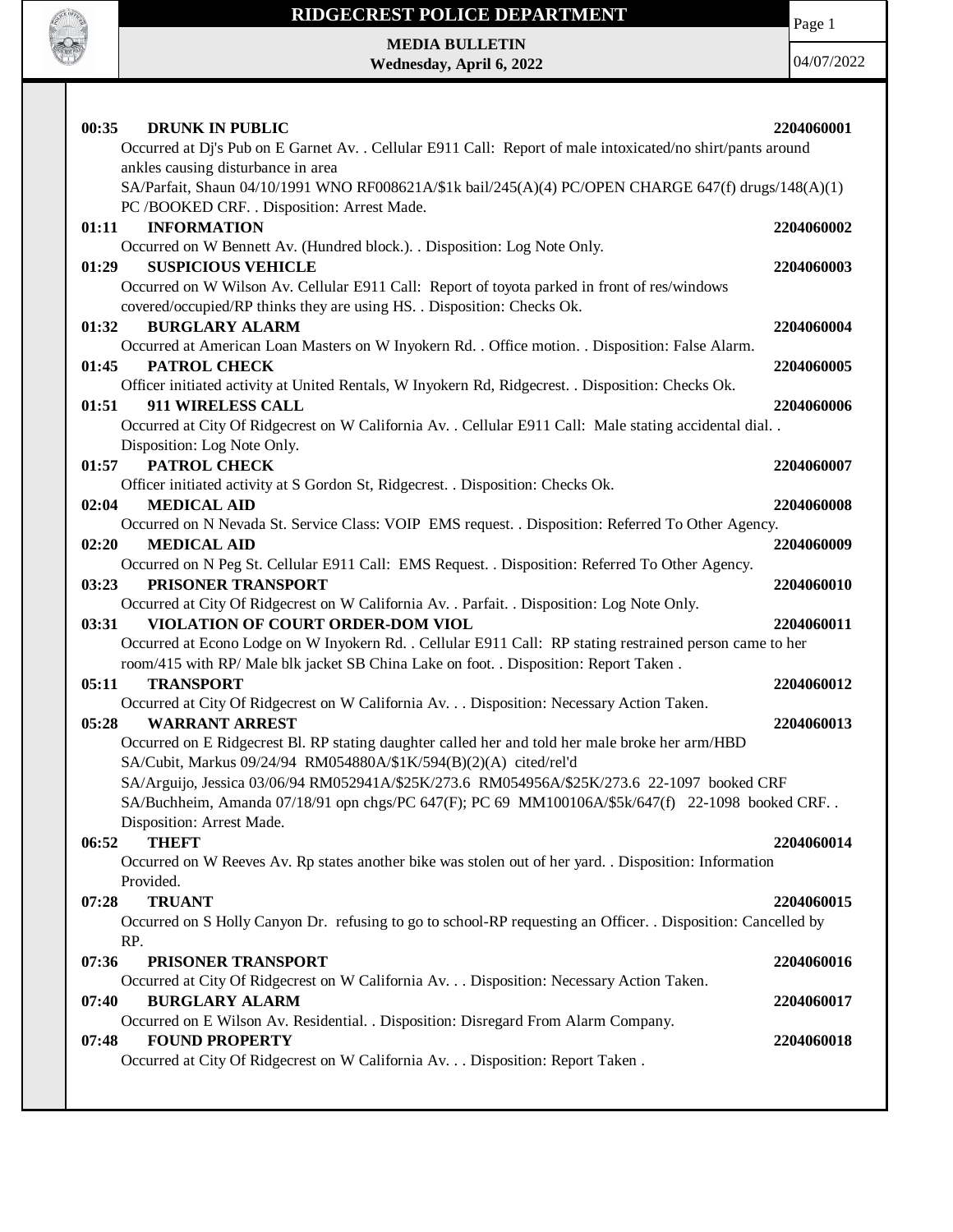# RIDGECREST POLICE DEPARTMENT

**MEDIA BULLETIN**
**Wednesday, April 6, 2022**

04/07/2022

**00:35 DRUNK IN PUBLIC** **2204060001**
Occurred at Dj's Pub on E Garnet Av. . Cellular E911 Call: Report of male intoxicated/no shirt/pants around ankles causing disturbance in area
SA/Parfait, Shaun 04/10/1991 WNO RF008621A/$1k bail/245(A)(4) PC/OPEN CHARGE 647(f) drugs/148(A)(1) PC /BOOKED CRF. . Disposition: Arrest Made.

**01:11 INFORMATION** **2204060002**
Occurred on W Bennett Av. (Hundred block.). . Disposition: Log Note Only.

**01:29 SUSPICIOUS VEHICLE** **2204060003**
Occurred on W Wilson Av. Cellular E911 Call: Report of toyota parked in front of res/windows covered/occupied/RP thinks they are using HS. . Disposition: Checks Ok.

**01:32 BURGLARY ALARM** **2204060004**
Occurred at American Loan Masters on W Inyokern Rd. . Office motion. . Disposition: False Alarm.

**01:45 PATROL CHECK** **2204060005**
Officer initiated activity at United Rentals, W Inyokern Rd, Ridgecrest. . Disposition: Checks Ok.

**01:51 911 WIRELESS CALL** **2204060006**
Occurred at City Of Ridgecrest on W California Av. . Cellular E911 Call: Male stating accidental dial. . Disposition: Log Note Only.

**01:57 PATROL CHECK** **2204060007**
Officer initiated activity at S Gordon St, Ridgecrest. . Disposition: Checks Ok.

**02:04 MEDICAL AID** **2204060008**
Occurred on N Nevada St. Service Class: VOIP EMS request. . Disposition: Referred To Other Agency.

**02:20 MEDICAL AID** **2204060009**
Occurred on N Peg St. Cellular E911 Call: EMS Request. . Disposition: Referred To Other Agency.

**03:23 PRISONER TRANSPORT** **2204060010**
Occurred at City Of Ridgecrest on W California Av. . Parfait. . Disposition: Log Note Only.

**03:31 VIOLATION OF COURT ORDER-DOM VIOL** **2204060011**
Occurred at Econo Lodge on W Inyokern Rd. . Cellular E911 Call: RP stating restrained person came to her room/415 with RP/ Male blk jacket SB China Lake on foot. . Disposition: Report Taken .

**05:11 TRANSPORT** **2204060012**
Occurred at City Of Ridgecrest on W California Av. . . Disposition: Necessary Action Taken.

**05:28 WARRANT ARREST** **2204060013**
Occurred on E Ridgecrest Bl. RP stating daughter called her and told her male broke her arm/HBD
SA/Cubit, Markus 09/24/94 RM054880A/$1K/594(B)(2)(A) cited/rel'd
SA/Arguijo, Jessica 03/06/94 RM052941A/$25K/273.6 RM054956A/$25K/273.6 22-1097 booked CRF
SA/Buchheim, Amanda 07/18/91 opn chgs/PC 647(F); PC 69 MM100106A/$5k/647(f) 22-1098 booked CRF. . Disposition: Arrest Made.

**06:52 THEFT** **2204060014**
Occurred on W Reeves Av. Rp states another bike was stolen out of her yard. . Disposition: Information Provided.

**07:28 TRUANT** **2204060015**
Occurred on S Holly Canyon Dr. refusing to go to school-RP requesting an Officer. . Disposition: Cancelled by RP.

**07:36 PRISONER TRANSPORT** **2204060016**
Occurred at City Of Ridgecrest on W California Av. . . Disposition: Necessary Action Taken.

**07:40 BURGLARY ALARM** **2204060017**
Occurred on E Wilson Av. Residential. . Disposition: Disregard From Alarm Company.

**07:48 FOUND PROPERTY** **2204060018**
Occurred at City Of Ridgecrest on W California Av. . . Disposition: Report Taken .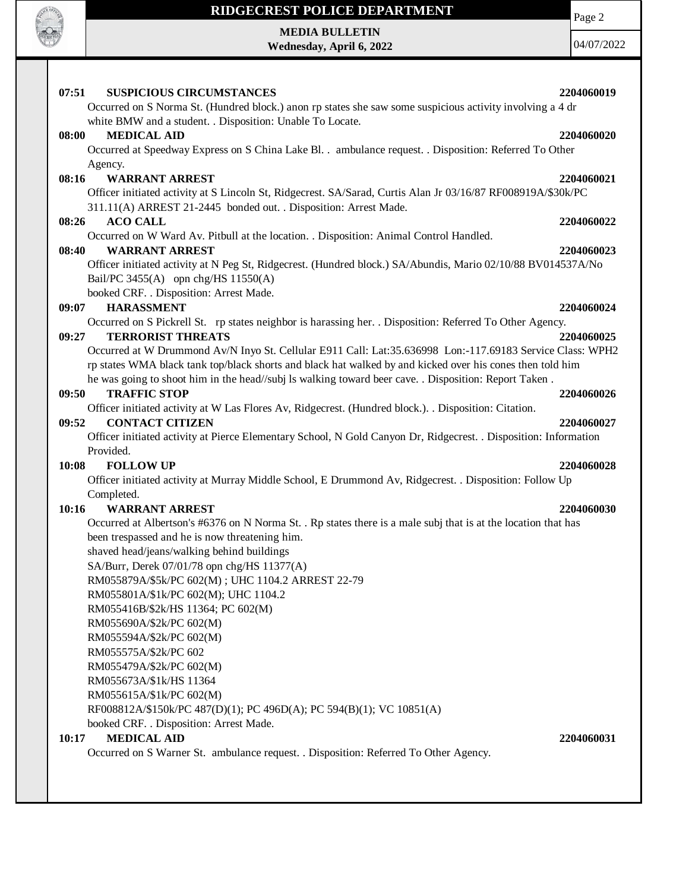**07:51 SUSPICIOUS CIRCUMSTANCES** **2204060019**

Occurred on S Norma St. (Hundred block.) anon rp states she saw some suspicious activity involving a 4 dr white BMW and a student. . Disposition: Unable To Locate.

**08:00 MEDICAL AID** **2204060020**

Occurred at Speedway Express on S China Lake Bl. . ambulance request. . Disposition: Referred To Other Agency.

**08:16 WARRANT ARREST** **2204060021**

Officer initiated activity at S Lincoln St, Ridgecrest. SA/Sarad, Curtis Alan Jr 03/16/87 RF008919A/$30k/PC 311.11(A) ARREST 21-2445 bonded out. . Disposition: Arrest Made.

**08:26 ACO CALL** **2204060022**

Occurred on W Ward Av. Pitbull at the location. . Disposition: Animal Control Handled.

**08:40 WARRANT ARREST** **2204060023**

Officer initiated activity at N Peg St, Ridgecrest. (Hundred block.) SA/Abundis, Mario 02/10/88 BV014537A/No Bail/PC 3455(A) opn chg/HS 11550(A)
booked CRF. . Disposition: Arrest Made.

**09:07 HARASSMENT** **2204060024**

Occurred on S Pickrell St. rp states neighbor is harassing her. . Disposition: Referred To Other Agency.

**09:27 TERRORIST THREATS** **2204060025**

Occurred at W Drummond Av/N Inyo St. Cellular E911 Call: Lat:35.636998 Lon:-117.69183 Service Class: WPH2 rp states WMA black tank top/black shorts and black hat walked by and kicked over his cones then told him he was going to shoot him in the head//subj ls walking toward beer cave. . Disposition: Report Taken .

**09:50 TRAFFIC STOP** **2204060026**

Officer initiated activity at W Las Flores Av, Ridgecrest. (Hundred block.). . Disposition: Citation.

**09:52 CONTACT CITIZEN** **2204060027**

Officer initiated activity at Pierce Elementary School, N Gold Canyon Dr, Ridgecrest. . Disposition: Information Provided.

**10:08 FOLLOW UP** **2204060028**

Officer initiated activity at Murray Middle School, E Drummond Av, Ridgecrest. . Disposition: Follow Up Completed.

**10:16 WARRANT ARREST** **2204060030**

Occurred at Albertson's #6376 on N Norma St. . Rp states there is a male subj that is at the location that has been trespassed and he is now threatening him.
shaved head/jeans/walking behind buildings
SA/Burr, Derek 07/01/78 opn chg/HS 11377(A)
RM055879A/$5k/PC 602(M) ; UHC 1104.2 ARREST 22-79
RM055801A/$1k/PC 602(M); UHC 1104.2
RM055416B/$2k/HS 11364; PC 602(M)
RM055690A/$2k/PC 602(M)
RM055594A/$2k/PC 602(M)
RM055575A/$2k/PC 602
RM055479A/$2k/PC 602(M)
RM055673A/$1k/HS 11364
RM055615A/$1k/PC 602(M)
RF008812A/$150k/PC 487(D)(1); PC 496D(A); PC 594(B)(1); VC 10851(A)
booked CRF. . Disposition: Arrest Made.

**10:17 MEDICAL AID** **2204060031**

Occurred on S Warner St. ambulance request. . Disposition: Referred To Other Agency.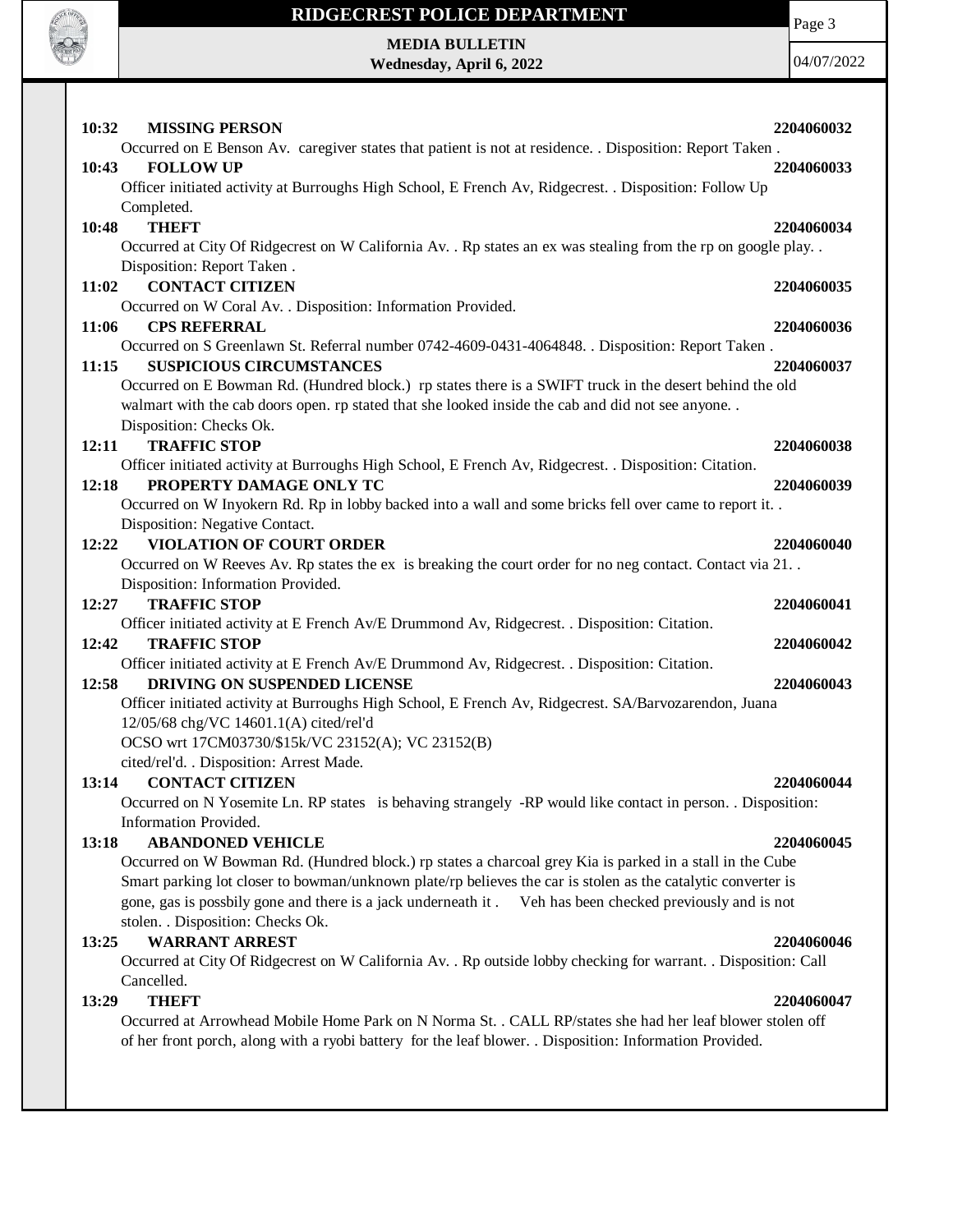**10:32 MISSING PERSON** **2204060032**

Occurred on E Benson Av. caregiver states that patient is not at residence. . Disposition: Report Taken .

**10:43 FOLLOW UP** **2204060033**

Officer initiated activity at Burroughs High School, E French Av, Ridgecrest. . Disposition: Follow Up Completed.

**10:48 THEFT** **2204060034**

Occurred at City Of Ridgecrest on W California Av. . Rp states an ex was stealing from the rp on google play. . Disposition: Report Taken .

**11:02 CONTACT CITIZEN** **2204060035**

Occurred on W Coral Av. . Disposition: Information Provided.

**11:06 CPS REFERRAL** **2204060036**

Occurred on S Greenlawn St. Referral number 0742-4609-0431-4064848. . Disposition: Report Taken .

**11:15 SUSPICIOUS CIRCUMSTANCES** **2204060037**

Occurred on E Bowman Rd. (Hundred block.) rp states there is a SWIFT truck in the desert behind the old walmart with the cab doors open. rp stated that she looked inside the cab and did not see anyone. . Disposition: Checks Ok.

**12:11 TRAFFIC STOP** **2204060038**

Officer initiated activity at Burroughs High School, E French Av, Ridgecrest. . Disposition: Citation.

**12:18 PROPERTY DAMAGE ONLY TC** **2204060039**

Occurred on W Inyokern Rd. Rp in lobby backed into a wall and some bricks fell over came to report it. . Disposition: Negative Contact.

**12:22 VIOLATION OF COURT ORDER** **2204060040**

Occurred on W Reeves Av. Rp states the ex is breaking the court order for no neg contact. Contact via 21. . Disposition: Information Provided.

**12:27 TRAFFIC STOP** **2204060041**

Officer initiated activity at E French Av/E Drummond Av, Ridgecrest. . Disposition: Citation.

**12:42 TRAFFIC STOP** **2204060042**

Officer initiated activity at E French Av/E Drummond Av, Ridgecrest. . Disposition: Citation.

**12:58 DRIVING ON SUSPENDED LICENSE** **2204060043**

Officer initiated activity at Burroughs High School, E French Av, Ridgecrest. SA/Barvozarendon, Juana 12/05/68 chg/VC 14601.1(A) cited/rel'd
OCSO wrt 17CM03730/$15k/VC 23152(A); VC 23152(B)
cited/rel'd. . Disposition: Arrest Made.

**13:14 CONTACT CITIZEN** **2204060044**

Occurred on N Yosemite Ln. RP states is behaving strangely -RP would like contact in person. . Disposition: Information Provided.

**13:18 ABANDONED VEHICLE** **2204060045**

Occurred on W Bowman Rd. (Hundred block.) rp states a charcoal grey Kia is parked in a stall in the Cube Smart parking lot closer to bowman/unknown plate/rp believes the car is stolen as the catalytic converter is gone, gas is possbily gone and there is a jack underneath it . Veh has been checked previously and is not stolen. . Disposition: Checks Ok.

**13:25 WARRANT ARREST** **2204060046**

Occurred at City Of Ridgecrest on W California Av. . Rp outside lobby checking for warrant. . Disposition: Call Cancelled.

**13:29 THEFT** **2204060047**

Occurred at Arrowhead Mobile Home Park on N Norma St. . CALL RP/states she had her leaf blower stolen off of her front porch, along with a ryobi battery for the leaf blower. . Disposition: Information Provided.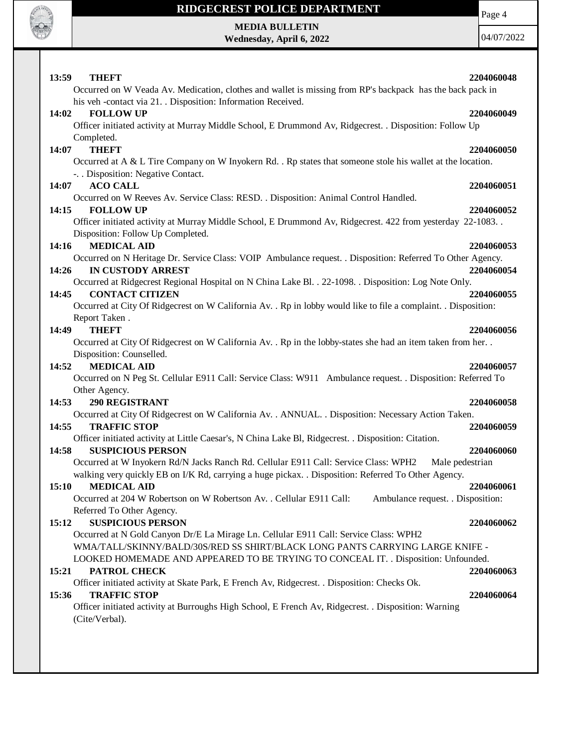**13:59 THEFT** **2204060048**

Occurred on W Veada Av. Medication, clothes and wallet is missing from RP's backpack has the back pack in his veh -contact via 21. . Disposition: Information Received.

**14:02 FOLLOW UP** **2204060049**

Officer initiated activity at Murray Middle School, E Drummond Av, Ridgecrest. . Disposition: Follow Up Completed.

**14:07 THEFT** **2204060050**

Occurred at A & L Tire Company on W Inyokern Rd. . Rp states that someone stole his wallet at the location. -. . Disposition: Negative Contact.

**14:07 ACO CALL** **2204060051**

Occurred on W Reeves Av. Service Class: RESD. . Disposition: Animal Control Handled.

**14:15 FOLLOW UP** **2204060052**

Officer initiated activity at Murray Middle School, E Drummond Av, Ridgecrest. 422 from yesterday 22-1083. . Disposition: Follow Up Completed.

**14:16 MEDICAL AID** **2204060053**

Occurred on N Heritage Dr. Service Class: VOIP Ambulance request. . Disposition: Referred To Other Agency.

**14:26 IN CUSTODY ARREST** **2204060054**

Occurred at Ridgecrest Regional Hospital on N China Lake Bl. . 22-1098. . Disposition: Log Note Only.

**14:45 CONTACT CITIZEN** **2204060055**

Occurred at City Of Ridgecrest on W California Av. . Rp in lobby would like to file a complaint. . Disposition: Report Taken .

**14:49 THEFT** **2204060056**

Occurred at City Of Ridgecrest on W California Av. . Rp in the lobby-states she had an item taken from her. . Disposition: Counselled.

**14:52 MEDICAL AID** **2204060057**

Occurred on N Peg St. Cellular E911 Call: Service Class: W911 Ambulance request. . Disposition: Referred To Other Agency.

**14:53 290 REGISTRANT** **2204060058**

Occurred at City Of Ridgecrest on W California Av. . ANNUAL. . Disposition: Necessary Action Taken.

**14:55 TRAFFIC STOP** **2204060059**

Officer initiated activity at Little Caesar's, N China Lake Bl, Ridgecrest. . Disposition: Citation.

**14:58 SUSPICIOUS PERSON** **2204060060**

Occurred at W Inyokern Rd/N Jacks Ranch Rd. Cellular E911 Call: Service Class: WPH2 Male pedestrian walking very quickly EB on I/K Rd, carrying a huge pickax. . Disposition: Referred To Other Agency.

**15:10 MEDICAL AID** **2204060061**

Occurred at 204 W Robertson on W Robertson Av. . Cellular E911 Call: Ambulance request. . Disposition: Referred To Other Agency.

**15:12 SUSPICIOUS PERSON** **2204060062**

Occurred at N Gold Canyon Dr/E La Mirage Ln. Cellular E911 Call: Service Class: WPH2 WMA/TALL/SKINNY/BALD/30S/RED SS SHIRT/BLACK LONG PANTS CARRYING LARGE KNIFE - LOOKED HOMEMADE AND APPEARED TO BE TRYING TO CONCEAL IT. . Disposition: Unfounded.

**15:21 PATROL CHECK** **2204060063**

Officer initiated activity at Skate Park, E French Av, Ridgecrest. . Disposition: Checks Ok.

**15:36 TRAFFIC STOP** **2204060064**

Officer initiated activity at Burroughs High School, E French Av, Ridgecrest. . Disposition: Warning (Cite/Verbal).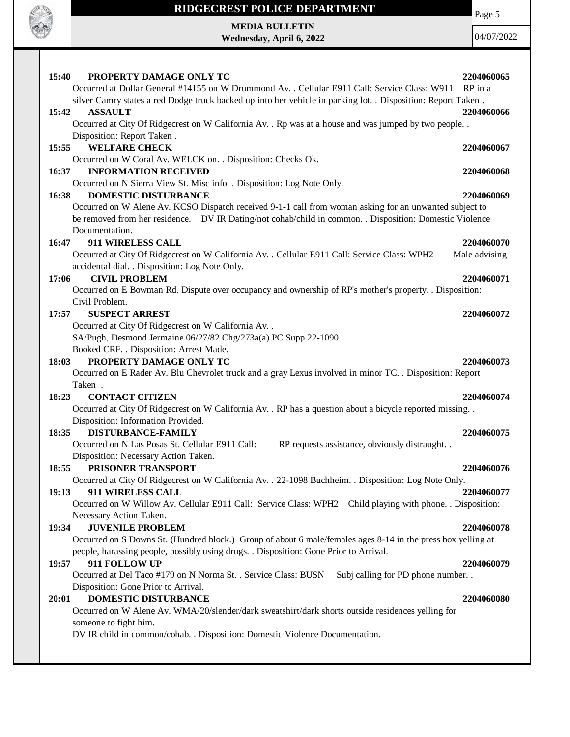**15:40 PROPERTY DAMAGE ONLY TC** **2204060065**
Occurred at Dollar General #14155 on W Drummond Av. . Cellular E911 Call: Service Class: W911 RP in a silver Camry states a red Dodge truck backed up into her vehicle in parking lot. . Disposition: Report Taken .

**15:42 ASSAULT** **2204060066**
Occurred at City Of Ridgecrest on W California Av. . Rp was at a house and was jumped by two people. . Disposition: Report Taken .

**15:55 WELFARE CHECK** **2204060067**
Occurred on W Coral Av. WELCK on. . Disposition: Checks Ok.

**16:37 INFORMATION RECEIVED** **2204060068**
Occurred on N Sierra View St. Misc info. . Disposition: Log Note Only.

**16:38 DOMESTIC DISTURBANCE** **2204060069**
Occurred on W Alene Av. KCSO Dispatch received 9-1-1 call from woman asking for an unwanted subject to be removed from her residence. DV IR Dating/not cohab/child in common. . Disposition: Domestic Violence Documentation.

**16:47 911 WIRELESS CALL** **2204060070**
Occurred at City Of Ridgecrest on W California Av. . Cellular E911 Call: Service Class: WPH2 Male advising accidental dial. . Disposition: Log Note Only.

**17:06 CIVIL PROBLEM** **2204060071**
Occurred on E Bowman Rd. Dispute over occupancy and ownership of RP's mother's property. . Disposition: Civil Problem.

**17:57 SUSPECT ARREST** **2204060072**
Occurred at City Of Ridgecrest on W California Av. .
SA/Pugh, Desmond Jermaine 06/27/82 Chg/273a(a) PC Supp 22-1090
Booked CRF. . Disposition: Arrest Made.

**18:03 PROPERTY DAMAGE ONLY TC** **2204060073**
Occurred on E Rader Av. Blu Chevrolet truck and a gray Lexus involved in minor TC. . Disposition: Report Taken .

**18:23 CONTACT CITIZEN** **2204060074**
Occurred at City Of Ridgecrest on W California Av. . RP has a question about a bicycle reported missing. . Disposition: Information Provided.

**18:35 DISTURBANCE-FAMILY** **2204060075**
Occurred on N Las Posas St. Cellular E911 Call: RP requests assistance, obviously distraught. . Disposition: Necessary Action Taken.

**18:55 PRISONER TRANSPORT** **2204060076**
Occurred at City Of Ridgecrest on W California Av. . 22-1098 Buchheim. . Disposition: Log Note Only.

**19:13 911 WIRELESS CALL** **2204060077**
Occurred on W Willow Av. Cellular E911 Call: Service Class: WPH2 Child playing with phone. . Disposition: Necessary Action Taken.

**19:34 JUVENILE PROBLEM** **2204060078**
Occurred on S Downs St. (Hundred block.) Group of about 6 male/females ages 8-14 in the press box yelling at people, harassing people, possibly using drugs. . Disposition: Gone Prior to Arrival.

**19:57 911 FOLLOW UP** **2204060079**
Occurred at Del Taco #179 on N Norma St. . Service Class: BUSN Subj calling for PD phone number. . Disposition: Gone Prior to Arrival.

**20:01 DOMESTIC DISTURBANCE** **2204060080**
Occurred on W Alene Av. WMA/20/slender/dark sweatshirt/dark shorts outside residences yelling for someone to fight him.
DV IR child in common/cohab. . Disposition: Domestic Violence Documentation.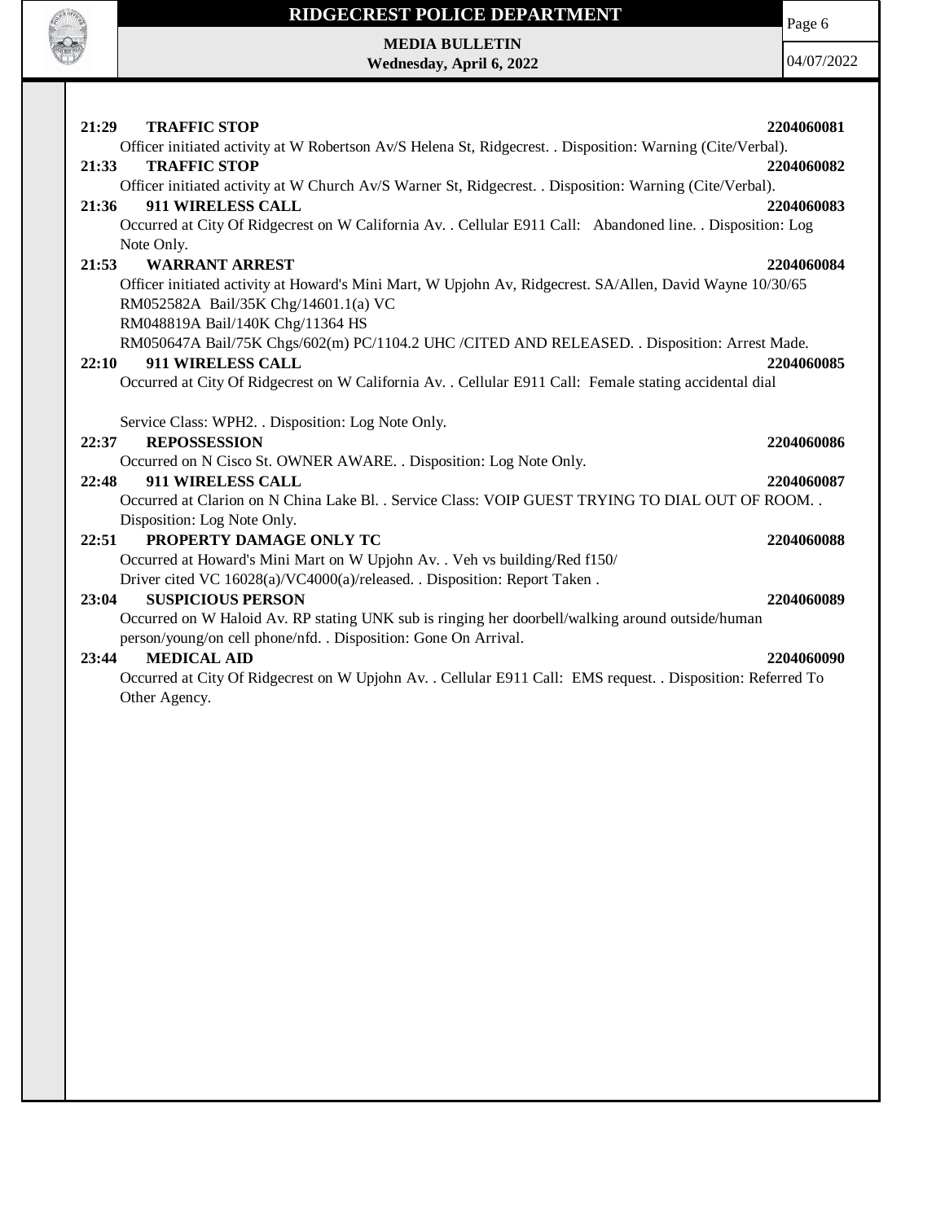**21:29 TRAFFIC STOP** 2204060081

Officer initiated activity at W Robertson Av/S Helena St, Ridgecrest. . Disposition: Warning (Cite/Verbal).

**21:33 TRAFFIC STOP** 2204060082

Officer initiated activity at W Church Av/S Warner St, Ridgecrest. . Disposition: Warning (Cite/Verbal).

**21:36 911 WIRELESS CALL** 2204060083

Occurred at City Of Ridgecrest on W California Av. . Cellular E911 Call: Abandoned line. . Disposition: Log Note Only.

**21:53 WARRANT ARREST** 2204060084

Officer initiated activity at Howard's Mini Mart, W Upjohn Av, Ridgecrest. SA/Allen, David Wayne 10/30/65
RM052582A Bail/35K Chg/14601.1(a) VC
RM048819A Bail/140K Chg/11364 HS
RM050647A Bail/75K Chgs/602(m) PC/1104.2 UHC /CITED AND RELEASED. . Disposition: Arrest Made.

**22:10 911 WIRELESS CALL** 2204060085

Occurred at City Of Ridgecrest on W California Av. . Cellular E911 Call: Female stating accidental dial

Service Class: WPH2. . Disposition: Log Note Only.

**22:37 REPOSSESSION** 2204060086

Occurred on N Cisco St. OWNER AWARE. . Disposition: Log Note Only.

**22:48 911 WIRELESS CALL** 2204060087

Occurred at Clarion on N China Lake Bl. . Service Class: VOIP GUEST TRYING TO DIAL OUT OF ROOM. . Disposition: Log Note Only.

**22:51 PROPERTY DAMAGE ONLY TC** 2204060088

Occurred at Howard's Mini Mart on W Upjohn Av. . Veh vs building/Red f150/
Driver cited VC 16028(a)/VC4000(a)/released. . Disposition: Report Taken .

**23:04 SUSPICIOUS PERSON** 2204060089

Occurred on W Haloid Av. RP stating UNK sub is ringing her doorbell/walking around outside/human person/young/on cell phone/nfd. . Disposition: Gone On Arrival.

**23:44 MEDICAL AID** 2204060090

Occurred at City Of Ridgecrest on W Upjohn Av. . Cellular E911 Call: EMS request. . Disposition: Referred To Other Agency.